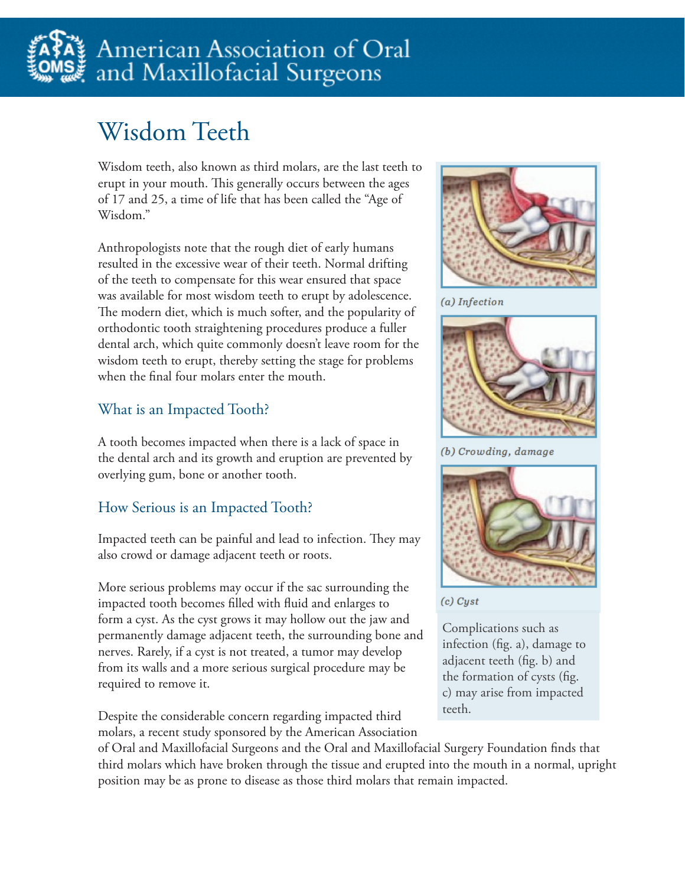# Wisdom Teeth

Wisdom teeth, also known as third molars, are the last teeth to erupt in your mouth. This generally occurs between the ages of 17 and 25, a time of life that has been called the "Age of Wisdom."

Anthropologists note that the rough diet of early humans resulted in the excessive wear of their teeth. Normal drifting of the teeth to compensate for this wear ensured that space was available for most wisdom teeth to erupt by adolescence. The modern diet, which is much softer, and the popularity of orthodontic tooth straightening procedures produce a fuller dental arch, which quite commonly doesn't leave room for the wisdom teeth to erupt, thereby setting the stage for problems when the final four molars enter the mouth.

## What is an Impacted Tooth?

A tooth becomes impacted when there is a lack of space in the dental arch and its growth and eruption are prevented by overlying gum, bone or another tooth.

## How Serious is an Impacted Tooth?

Impacted teeth can be painful and lead to infection. They may also crowd or damage adjacent teeth or roots.

More serious problems may occur if the sac surrounding the impacted tooth becomes filled with fluid and enlarges to form a cyst. As the cyst grows it may hollow out the jaw and permanently damage adjacent teeth, the surrounding bone and nerves. Rarely, if a cyst is not treated, a tumor may develop from its walls and a more serious surgical procedure may be required to remove it.

Despite the considerable concern regarding impacted third molars, a recent study sponsored by the American Association of Oral and Maxillofacial Surgeons and the Oral and Maxillofacial Surgery Foundation finds that third molars which have broken through the tissue and erupted into the mouth in a normal, upright position may be as prone to disease as those third molars that remain impacted.

*(a) Infection*

*(b) Crowding, damage*

*(c) Cyst*

Complications such as infection (fig. a), damage to adjacent teeth (fig. b) and the formation of cysts (fig. c) may arise from impacted teeth.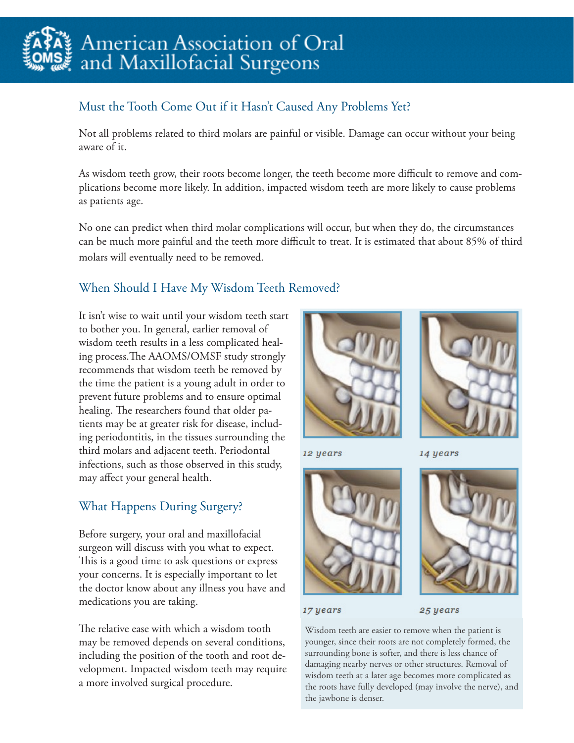# American Association of Oral and Maxillofacial Surgeons

## Must the Tooth Come Out if it Hasn't Caused Any Problems Yet?

Not all problems related to third molars are painful or visible. Damage can occur without your being aware of it.

As wisdom teeth grow, their roots become longer, the teeth become more difficult to remove and complications become more likely. In addition, impacted wisdom teeth are more likely to cause problems as patients age.

No one can predict when third molar complications will occur, but when they do, the circumstances can be much more painful and the teeth more difficult to treat. It is estimated that about 85% of third molars will eventually need to be removed.

## When Should I Have My Wisdom Teeth Removed?

It isn't wise to wait until your wisdom teeth start to bother you. In general, earlier removal of wisdom teeth results in a less complicated healing process.The AAOMS/OMSF study strongly recommends that wisdom teeth be removed by the time the patient is a young adult in order to prevent future problems and to ensure optimal healing. The researchers found that older patients may be at greater risk for disease, including periodontitis, in the tissues surrounding the third molars and adjacent teeth. Periodontal infections, such as those observed in this study, may affect your general health.

*12 years*

*14 years*

*17 years*

*25 years*

Wisdom teeth are easier to remove when the patient is younger, since their roots are not completely formed, the surrounding bone is softer, and there is less chance of damaging nearby nerves or other structures. Removal of wisdom teeth at a later age becomes more complicated as the roots have fully developed (may involve the nerve), and the jawbone is denser.

## What Happens During Surgery?

Before surgery, your oral and maxillofacial surgeon will discuss with you what to expect. This is a good time to ask questions or express your concerns. It is especially important to let the doctor know about any illness you have and medications you are taking.

The relative ease with which a wisdom tooth may be removed depends on several conditions, including the position of the tooth and root development. Impacted wisdom teeth may require a more involved surgical procedure.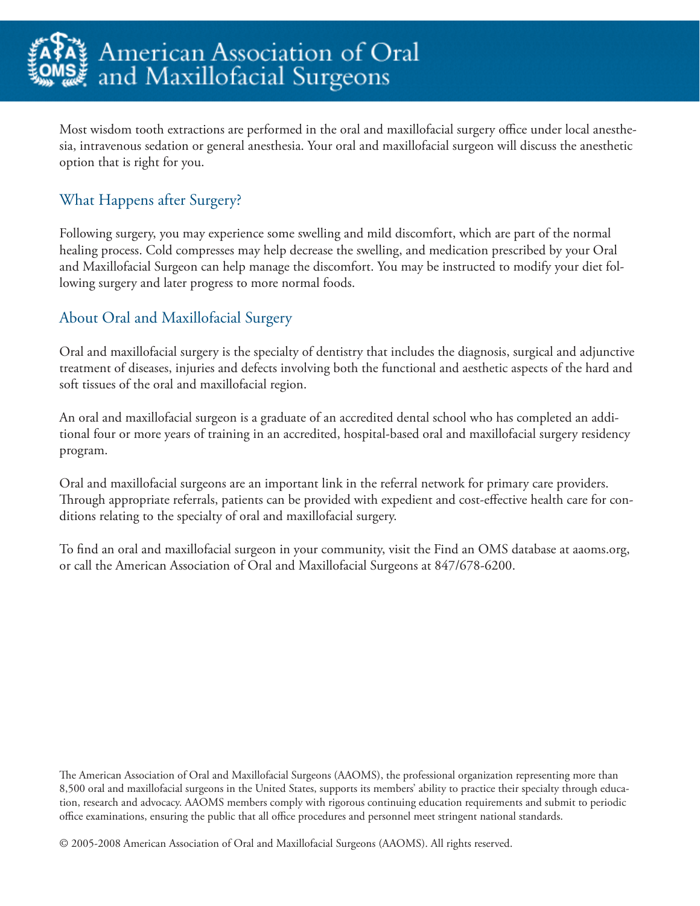# American Association of Oral and Maxillofacial Surgeons

Most wisdom tooth extractions are performed in the oral and maxillofacial surgery office under local anesthesia, intravenous sedation or general anesthesia. Your oral and maxillofacial surgeon will discuss the anesthetic option that is right for you.

## What Happens after Surgery?

Following surgery, you may experience some swelling and mild discomfort, which are part of the normal healing process. Cold compresses may help decrease the swelling, and medication prescribed by your Oral and Maxillofacial Surgeon can help manage the discomfort. You may be instructed to modify your diet following surgery and later progress to more normal foods.

## About Oral and Maxillofacial Surgery

Oral and maxillofacial surgery is the specialty of dentistry that includes the diagnosis, surgical and adjunctive treatment of diseases, injuries and defects involving both the functional and aesthetic aspects of the hard and soft tissues of the oral and maxillofacial region.

An oral and maxillofacial surgeon is a graduate of an accredited dental school who has completed an additional four or more years of training in an accredited, hospital-based oral and maxillofacial surgery residency program.

Oral and maxillofacial surgeons are an important link in the referral network for primary care providers. Through appropriate referrals, patients can be provided with expedient and cost-effective health care for conditions relating to the specialty of oral and maxillofacial surgery.

To find an oral and maxillofacial surgeon in your community, visit the Find an OMS database at aaoms.org, or call the American Association of Oral and Maxillofacial Surgeons at 847/678-6200.

The American Association of Oral and Maxillofacial Surgeons (AAOMS), the professional organization representing more than 8,500 oral and maxillofacial surgeons in the United States, supports its members' ability to practice their specialty through education, research and advocacy. AAOMS members comply with rigorous continuing education requirements and submit to periodic office examinations, ensuring the public that all office procedures and personnel meet stringent national standards.

© 2005-2008 American Association of Oral and Maxillofacial Surgeons (AAOMS). All rights reserved.